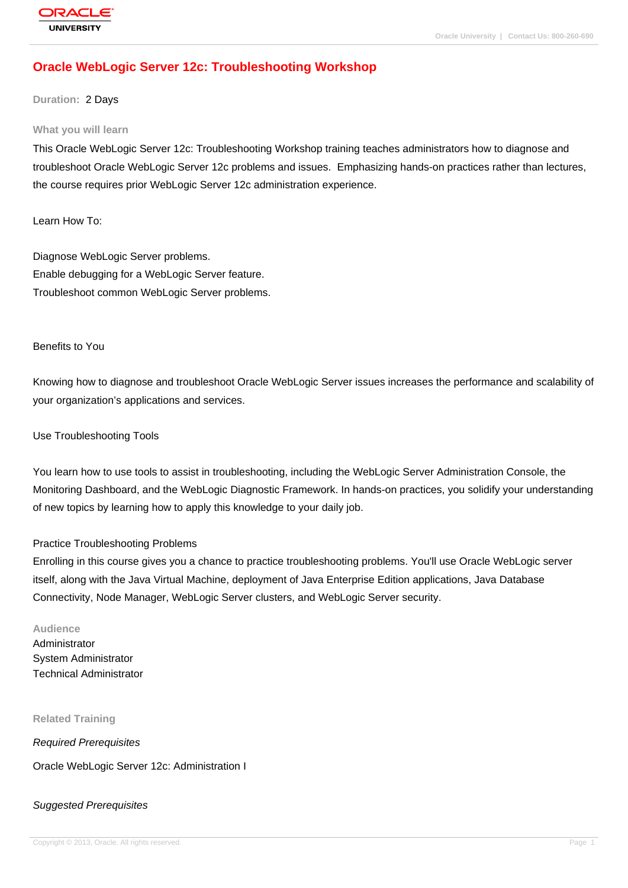# Oracle WebLogic Server 12c: Troubleshooting Workshop

**Duration:** 2 Days

## What you will learn

This Oracle WebLogic Server 12c: Troubleshooting Workshop training teaches administrators how to diagnose and troubleshoot Oracle WebLogic Server 12c problems and issues. Emphasizing hands-on practices rather than lectures, the course requires prior WebLogic Server 12c administration experience.

Learn How To:

Diagnose WebLogic Server problems.
Enable debugging for a WebLogic Server feature.
Troubleshoot common WebLogic Server problems.

Benefits to You

Knowing how to diagnose and troubleshoot Oracle WebLogic Server issues increases the performance and scalability of your organization's applications and services.

Use Troubleshooting Tools

You learn how to use tools to assist in troubleshooting, including the WebLogic Server Administration Console, the Monitoring Dashboard, and the WebLogic Diagnostic Framework. In hands-on practices, you solidify your understanding of new topics by learning how to apply this knowledge to your daily job.

Practice Troubleshooting Problems
Enrolling in this course gives you a chance to practice troubleshooting problems. You'll use Oracle WebLogic server itself, along with the Java Virtual Machine, deployment of Java Enterprise Edition applications, Java Database Connectivity, Node Manager, WebLogic Server clusters, and WebLogic Server security.

## Audience

Administrator
System Administrator
Technical Administrator

## Related Training

*Required Prerequisites*

Oracle WebLogic Server 12c: Administration I

*Suggested Prerequisites*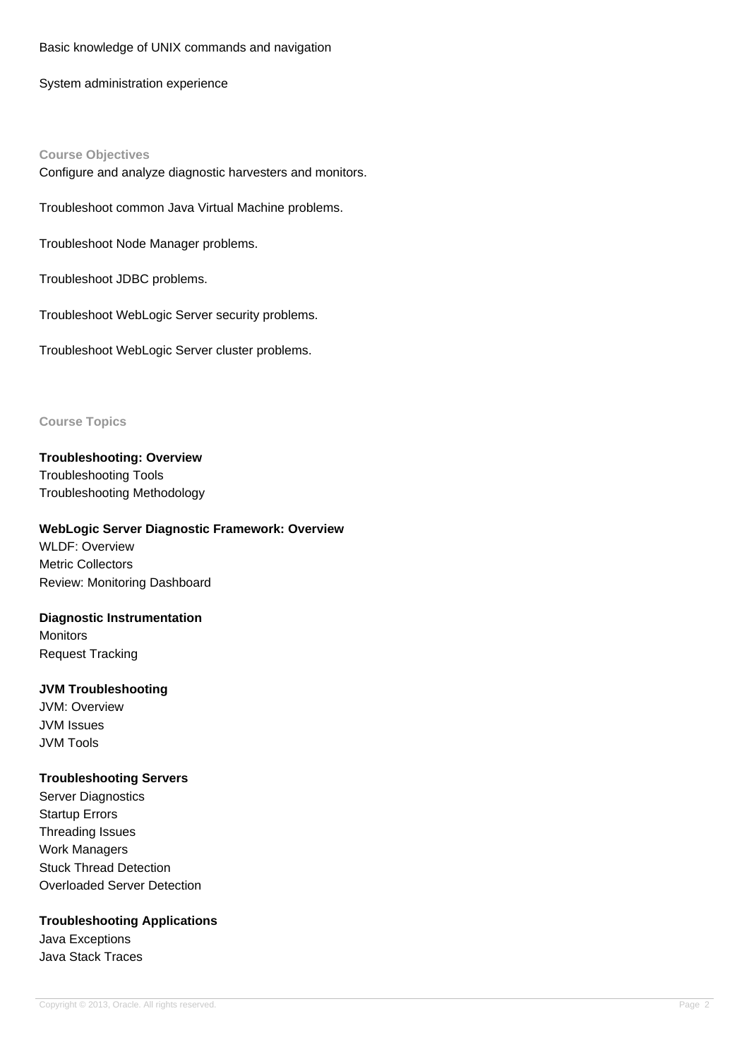Basic knowledge of UNIX commands and navigation

System administration experience

### Course Objectives

Configure and analyze diagnostic harvesters and monitors.

Troubleshoot common Java Virtual Machine problems.

Troubleshoot Node Manager problems.

Troubleshoot JDBC problems.

Troubleshoot WebLogic Server security problems.

Troubleshoot WebLogic Server cluster problems.

### Course Topics

**Troubleshooting: Overview**
Troubleshooting Tools
Troubleshooting Methodology

**WebLogic Server Diagnostic Framework: Overview**
WLDF: Overview
Metric Collectors
Review: Monitoring Dashboard

**Diagnostic Instrumentation**
Monitors
Request Tracking

**JVM Troubleshooting**
JVM: Overview
JVM Issues
JVM Tools

**Troubleshooting Servers**
Server Diagnostics
Startup Errors
Threading Issues
Work Managers
Stuck Thread Detection
Overloaded Server Detection

**Troubleshooting Applications**
Java Exceptions
Java Stack Traces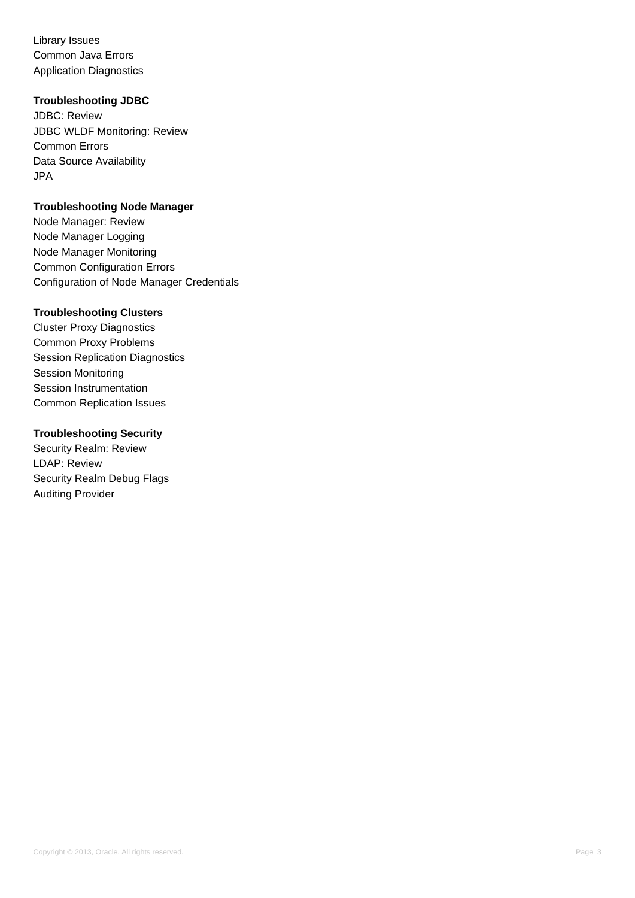Library Issues
Common Java Errors
Application Diagnostics

**Troubleshooting JDBC**
JDBC: Review
JDBC WLDF Monitoring: Review
Common Errors
Data Source Availability
JPA

**Troubleshooting Node Manager**
Node Manager: Review
Node Manager Logging
Node Manager Monitoring
Common Configuration Errors
Configuration of Node Manager Credentials

**Troubleshooting Clusters**
Cluster Proxy Diagnostics
Common Proxy Problems
Session Replication Diagnostics
Session Monitoring
Session Instrumentation
Common Replication Issues

**Troubleshooting Security**
Security Realm: Review
LDAP: Review
Security Realm Debug Flags
Auditing Provider